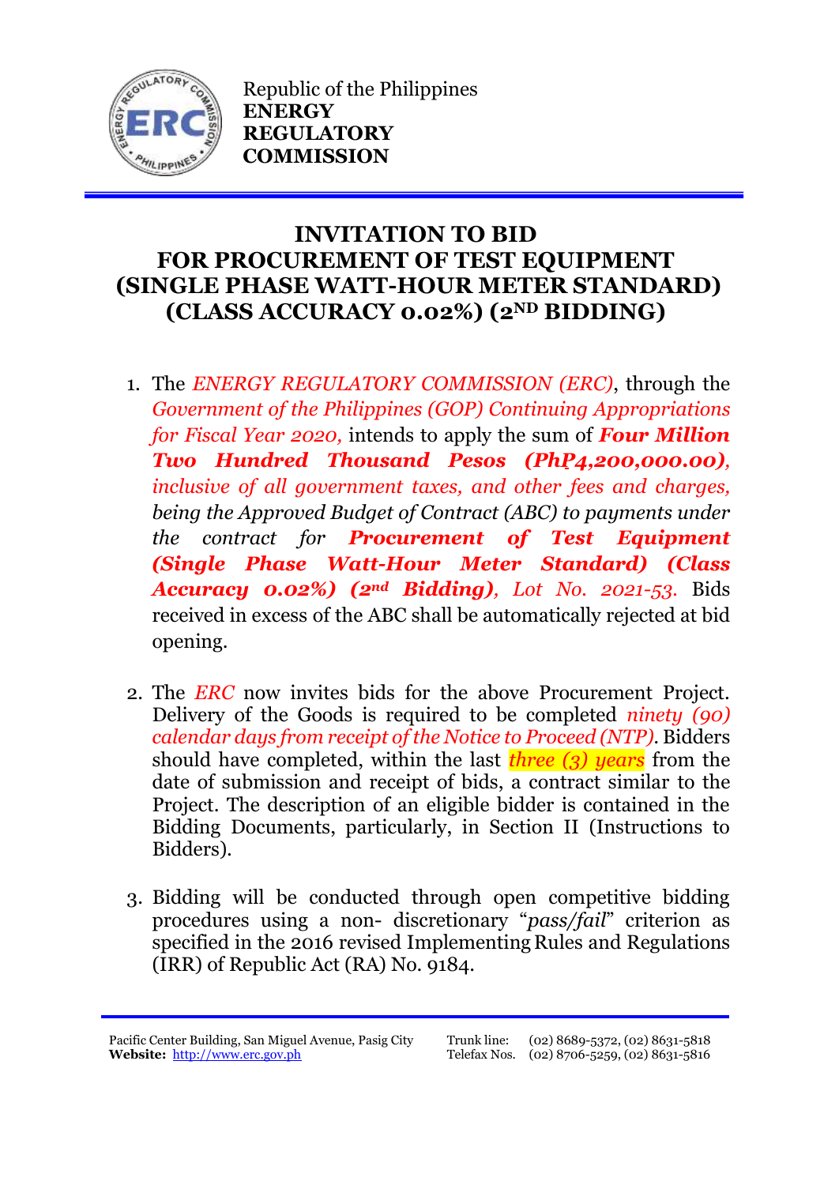Republic of the Philippines
**ENERGY REGULATORY COMMISSION**

# INVITATION TO BID FOR PROCUREMENT OF TEST EQUIPMENT (SINGLE PHASE WATT-HOUR METER STANDARD) (CLASS ACCURACY 0.02%) (2ND BIDDING)

1. The *ENERGY REGULATORY COMMISSION (ERC)*, through the *Government of the Philippines (GOP) Continuing Appropriations for Fiscal Year 2020,* intends to apply the sum of ***Four Million Two Hundred Thousand Pesos (PhP4,200,000.00)****, inclusive of all government taxes, and other fees and charges, being the Approved Budget of Contract (ABC) to payments under the contract for* ***Procurement of Test Equipment (Single Phase Watt-Hour Meter Standard) (Class Accuracy 0.02%) (2nd Bidding)****, Lot No. 2021-53.* Bids received in excess of the ABC shall be automatically rejected at bid opening.

2. The *ERC* now invites bids for the above Procurement Project. Delivery of the Goods is required to be completed *ninety (90) calendar days from receipt of the Notice to Proceed (NTP)*. Bidders should have completed, within the last *three (3) years* from the date of submission and receipt of bids, a contract similar to the Project. The description of an eligible bidder is contained in the Bidding Documents, particularly, in Section II (Instructions to Bidders).

3. Bidding will be conducted through open competitive bidding procedures using a non- discretionary "*pass/fail*" criterion as specified in the 2016 revised Implementing Rules and Regulations (IRR) of Republic Act (RA) No. 9184.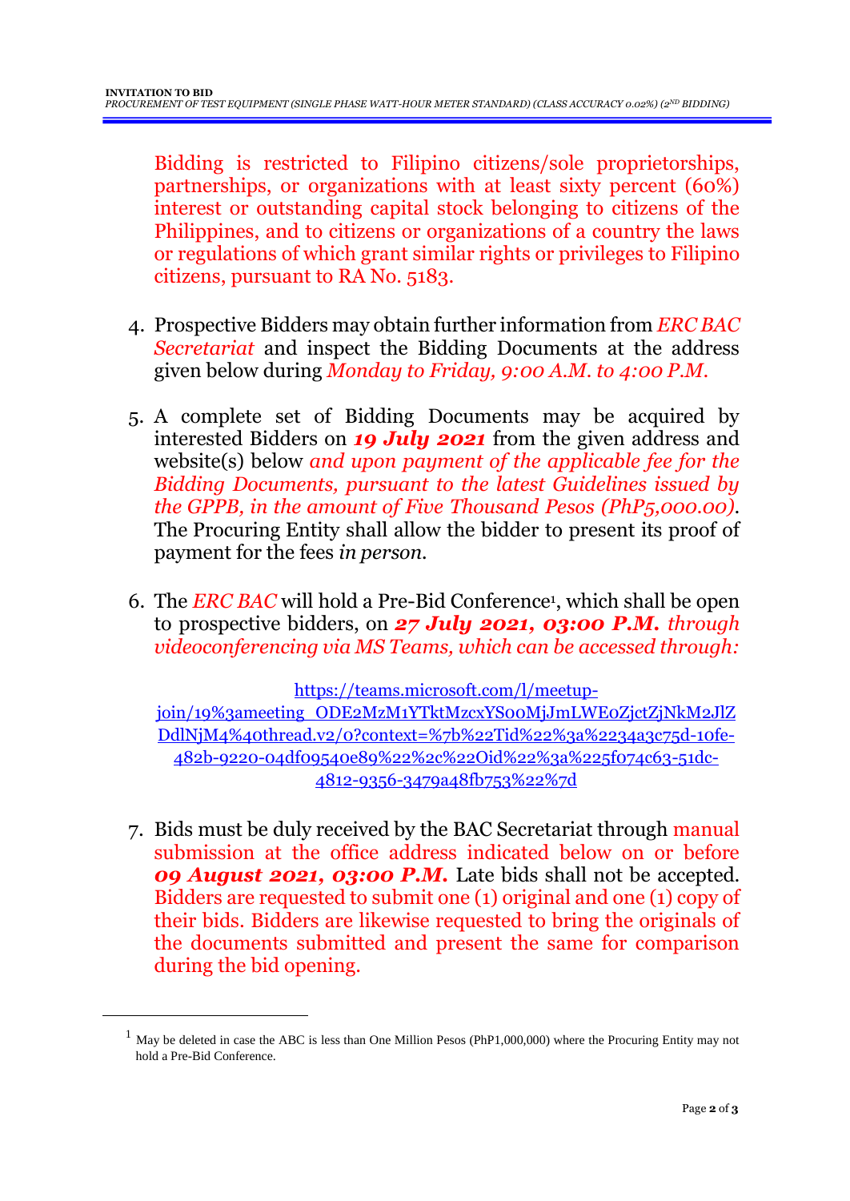Bidding is restricted to Filipino citizens/sole proprietorships, partnerships, or organizations with at least sixty percent (60%) interest or outstanding capital stock belonging to citizens of the Philippines, and to citizens or organizations of a country the laws or regulations of which grant similar rights or privileges to Filipino citizens, pursuant to RA No. 5183.

4. Prospective Bidders may obtain further information from *ERC BAC Secretariat* and inspect the Bidding Documents at the address given below during *Monday to Friday, 9:00 A.M. to 4:00 P.M.*

5. A complete set of Bidding Documents may be acquired by interested Bidders on ***19 July 2021*** from the given address and website(s) below *and upon payment of the applicable fee for the Bidding Documents, pursuant to the latest Guidelines issued by the GPPB, in the amount of Five Thousand Pesos (PhP5,000.00)*. The Procuring Entity shall allow the bidder to present its proof of payment for the fees *in person.*

6. The *ERC BAC* will hold a Pre-Bid Conference[1], which shall be open to prospective bidders, on ***27 July 2021, 03:00 P.M.*** *through videoconferencing via MS Teams, which can be accessed through:*

   https://teams.microsoft.com/l/meetup-join/19%3ameeting_ODE2MzM1YTktMzcxYS00MjJmLWE0ZjctZjNkM2JlZDdlNjM4%40thread.v2/0?context=%7b%22Tid%22%3a%2234a3c75d-10fe-482b-9220-04df09540e89%22%2c%22Oid%22%3a%225f074c63-51dc-4812-9356-3479a48fb753%22%7d

7. Bids must be duly received by the BAC Secretariat through manual submission at the office address indicated below on or before ***09 August 2021, 03:00 P.M.*** Late bids shall not be accepted. Bidders are requested to submit one (1) original and one (1) copy of their bids. Bidders are likewise requested to bring the originals of the documents submitted and present the same for comparison during the bid opening.

---

[1] May be deleted in case the ABC is less than One Million Pesos (PhP1,000,000) where the Procuring Entity may not hold a Pre-Bid Conference.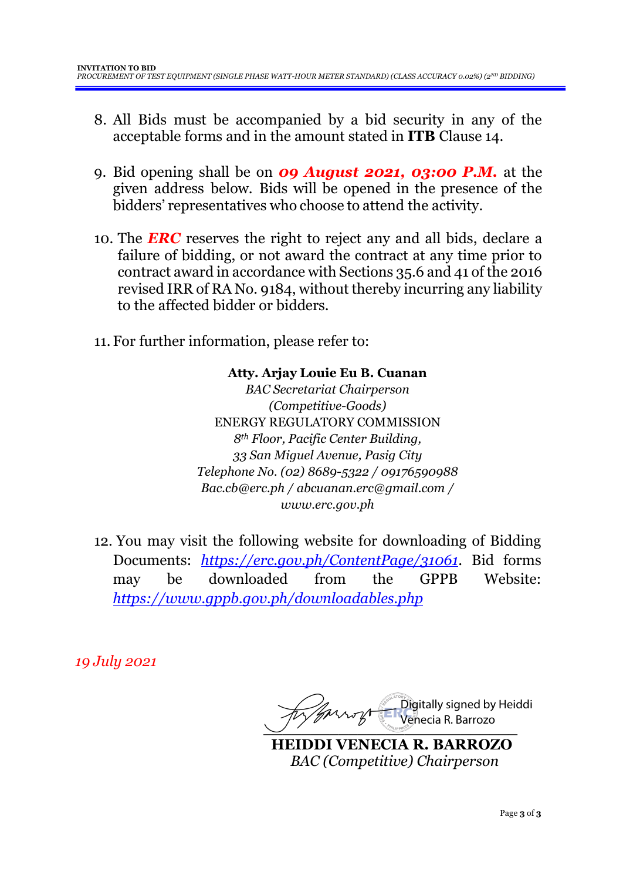8. All Bids must be accompanied by a bid security in any of the acceptable forms and in the amount stated in **ITB** Clause 14.

9. Bid opening shall be on ***09 August 2021, 03:00 P.M.*** at the given address below. Bids will be opened in the presence of the bidders' representatives who choose to attend the activity.

10. The ***ERC*** reserves the right to reject any and all bids, declare a failure of bidding, or not award the contract at any time prior to contract award in accordance with Sections 35.6 and 41 of the 2016 revised IRR of RA No. 9184, without thereby incurring any liability to the affected bidder or bidders.

11. For further information, please refer to:

**Atty. Arjay Louie Eu B. Cuanan**
*BAC Secretariat Chairperson*
*(Competitive-Goods)*
ENERGY REGULATORY COMMISSION
*8th Floor, Pacific Center Building,*
*33 San Miguel Avenue, Pasig City*
*Telephone No. (02) 8689-5322 / 09176590988*
*Bac.cb@erc.ph / abcuanan.erc@gmail.com /*
*www.erc.gov.ph*

12. You may visit the following website for downloading of Bidding Documents: *https://erc.gov.ph/ContentPage/31061*. Bid forms may be downloaded from the GPPB Website: *https://www.gppb.gov.ph/downloadables.php*

*19 July 2021*

Digitally signed by Heiddi Venecia R. Barrozo

**HEIDDI VENECIA R. BARROZO**
*BAC (Competitive) Chairperson*